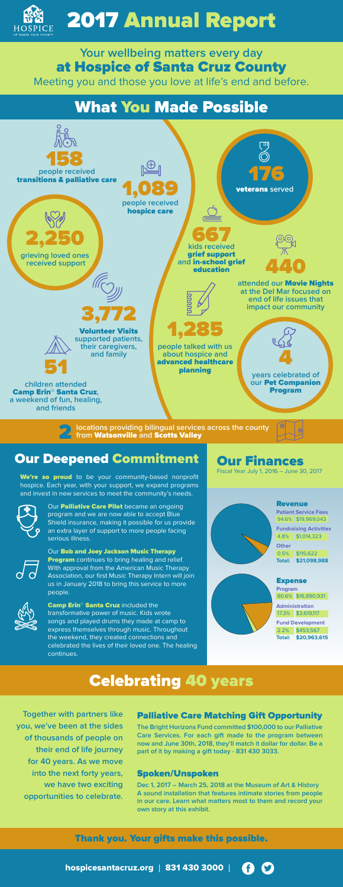# 2017 Annual Report

## Your wellbeing matters every day at Hospice of Santa Cruz County

Meeting you and those you love at life's end and before.

## What You Made Possible

**158** people received **transitions & palliative care**

**1,089** people received **hospice care**

**176** **veterans** served

**2,250** grieving loved ones received support

**667** kids received **grief support** and **in-school grief education**

**440** attended our **Movie Nights** at the Del Mar focused on end of life issues that impact our community

**3,772** **Volunteer Visits** supported patients, their caregivers, and family

**1,285** people talked with us about hospice and **advanced healthcare planning**

**4** years celebrated of our **Pet Companion Program**

**51** children attended **Camp Erin® Santa Cruz**, a weekend of fun, healing, and friends

**2** locations providing bilingual services across the county from **Watsonville** and **Scotts Valley**

## Our Deepened Commitment

**We're so proud** to be your community-based nonprofit hospice. Each year, with your support, we expand programs and invest in new services to meet the community's needs.

Our **Palliative Care Pilot** became an ongoing program and we are now able to accept Blue Shield insurance, making it possible for us to provide an extra layer of support to more people facing serious illness.

Our **Bob and Joey Jackson Music Therapy Program** continues to bring healing and relief. With approval from the American Music Therapy Association, our first Music Therapy Intern will join us in January 2018 to bring this service to more people.

**Camp Erin® Santa Cruz** included the transformative power of music. Kids wrote songs and played drums they made at camp to express themselves through music. Throughout the weekend, they created connections and celebrated the lives of their loved one. The healing continues.

## Our Finances

Fiscal Year July 1, 2016 – June 30, 2017

### Revenue

| Category | % | Amount |
|---|---|---|
| Patient Service Fees | 94.6% | $19,969,043 |
| Fundraising Activities | 4.8% | $1,014,323 |
| Other | 0.5% | $115,622 |
| **Total:** | | **$21,098,988** |

### Expense

| Category | % | Amount |
|---|---|---|
| Program | 80.6% | $16,890,931 |
| Administration | 17.3% | $3,619,117 |
| Fund Development | 2.2% | $453,567 |
| **Total:** | | **$20,963,615** |

## Celebrating 40 years

Together with partners like you, we've been at the sides of thousands of people on their end of life journey for 40 years. As we move into the next forty years, we have two exciting opportunities to celebrate.

### Palliative Care Matching Gift Opportunity

The Bright Horizons Fund committed $100,000 to our Palliative Care Services. For each gift made to the program between now and June 30th, 2018, they'll match it dollar for dollar. Be a part of it by making a gift today - 831 430 3033.

### Spoken/Unspoken

Dec 1, 2017 – March 25, 2018 at the Museum of Art & History

A sound installation that features intimate stories from people in our care. Learn what matters most to them and record your own story at this exhibit.

**Thank you. Your gifts make this possible.**

hospicesantacruz.org | 831 430 3000 |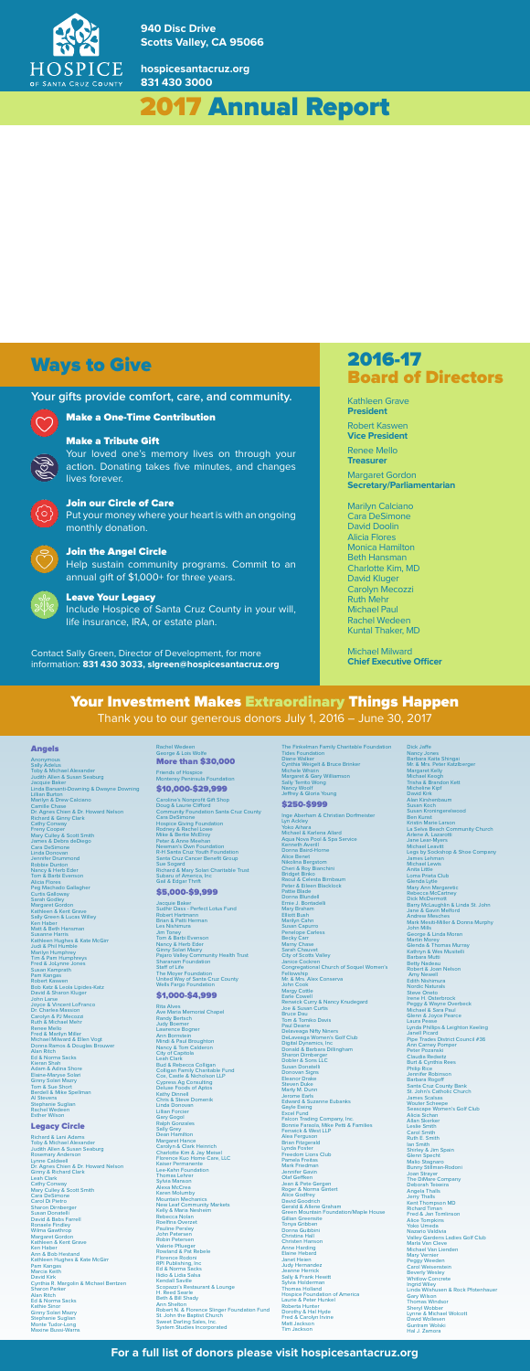# HOSPICE OF SANTA CRUZ COUNTY

**940 Disc Drive**
**Scotts Valley, CA 95066**

**hospicesantacruz.org**
**831 430 3000**

# 2017 Annual Report

## Ways to Give

Your gifts provide comfort, care, and community.

### Make a One-Time Contribution

### Make a Tribute Gift

Your loved one's memory lives on through your action. Donating takes five minutes, and changes lives forever.

### Join our Circle of Care

Put your money where your heart is with an ongoing monthly donation.

### Join the Angel Circle

Help sustain community programs. Commit to an annual gift of $1,000+ for three years.

### Leave Your Legacy

Include Hospice of Santa Cruz County in your will, life insurance, IRA, or estate plan.

Contact Sally Green, Director of Development, for more information: **831 430 3033, slgreen@hospicesantacruz.org**

## 2016-17 Board of Directors

Kathleen Grave
**President**

Robert Kaswen
**Vice President**

Renee Mello
**Treasurer**

Margaret Gordon
**Secretary/Parliamentarian**

Marilyn Calciano
Cara DeSimone
David Doolin
Alicia Flores
Monica Hamilton
Beth Hansman
Charlotte Kim, MD
David Kluger
Carolyn Mecozzi
Ruth Mehr
Michael Paul
Rachel Wedeen
Kuntal Thaker, MD

Michael Milward
**Chief Executive Officer**

## Your Investment Makes Extraordinary Things Happen

Thank you to our generous donors July 1, 2016 – June 30, 2017

### Angels

Anonymous
Sally Adelus
Toby & Michael Alexander
Judith Allen & Susan Seaburg
Jacquie Baker
Linda Bonzani-Downing & Dwayne Downing
Lillian Burton
Marilyn & Drew Calciano
Camille Chase
Dr. Agnes Chen & Dr. Howard Nelson
Richard & Ginny Clark
Cathy Conway
Freny Cooper
Mary Culley & Scott Smith
James & Debra deDiego
Cara DeSimone
Linda Donovan
Jennifer Drummond
Robbie Dunton
Nancy & Herb Eder
Tom & Barbi Evenson
Alicia Flores
Peg Machado Gallagher
Curtis Galloway
Sarah Godley
Margaret Gordon
Kathleen & Kent Grave
Sally Green & Lucas Wiley
Ken Haber
Matt & Beth Hansman
Susanne Harris
Kathleen Hughes & Kate McGer
Judi & Phil Humble
Marilyn Humphrey
Tim & Pam Humphreys
Fred & JoLynne Jones
Susan Kampeth
Pam Karges
Robert Kaswen
Bob Katz & Leola Lipides-Katz
David & Sherah Kluger
John Lanar
Joyce & Vincent LoFranco
Dr. Charlene Mascon
Carolyn & PJ Mecozzi
Ruth & Michael Mehr
Renee Mello
Fred & Marilyn Miller
Michael Milward & Ellen Vogt
Donna Ramos & Douglas Brauwer
Alan Ritch
Ed & Norma Sacks
Kieran Shaw
Adam & Adina Shore
Eliane Afanyav Solari
Ginny Solari Mazry
Tom & Sue Short
Berdell & Mike Spellman
Al Stevens
Stephanie Suglian
Rachel Wedeen
Esther Wilson

### Legacy Circle

Richard & Lani Adams
Toby & Michael Alexander
Judith Allen & Susan Seaburg
Rosemary Anderson
Lynne Caldwell
Dr. Agnes Chen & Dr. Howard Nelson
Leah Clark
Cathy Conway
Mary Culley & Scott Smith
Cara DeSimone
Carol Di Pietro
Sharon Dirnberger
Susan Donatelli
David & Babs Farrell
Ronselle Findley
Wilma Gawthrop
Margaret Gordon
Kathleen & Kent Grave
Ken Haber
Ann & Bob Hesland
Kathleen Hughes & Kate McGer
Pam Karges
Marcie Keith
David Kirk
Cynthia R. Margolin & Michael Bentzen
Sharon Parker
Alan Ritch
Ed & Norma Sacks
Kathie Siror
Ginny Solari Mazry
Stephanie Suglian
Monte Tudor-Long
Maxine Buso-Warns

Rachel Wedeen
George & Lois Wolfe

### More than $30,000

Friends of Hospice
Monterey Peninsula Foundation

### $10,000-$29,999

Caroline's Nonprofit Gift Shop
Doug & Laurie Clifford
Community Foundation Santa Cruz County
Cara DeSimone
Hospice Giving Foundation
Rodney & Rachel Lowe
Mike & Bertie McElroy
Peter & Anne Meehan
Newman's Own Foundation
R-H Santa Cruz Youth Foundation
Santa Cruz Cancer Benefit Group
Sue Sogard
Richard & Mary Solari Charitable Trust
Subaru of America, Inc
Gail & Edgar Thrift

### $5,000-$9,999

Jacquie Baker
Sudhir Dass - Perfect Lotus Fund
Robert Hartmann
Brian & Patti Herman
Les Nishimura
Jim Toney
Tom & Barbi Evenson
Nancy & Herb Eder
Ginny Solari Mazry
Pajaro Valley Community Health Trust
Sharanam Foundation
Staff of Life
The Moyer Foundation
United Way of Santa Cruz County
Wells Fargo Foundation

### $1,000-$4,999

Rita Alves
Ave Maria Memorial Chapel
Randy Bertsch
Judy Bowmer
Lawrence Bogner
Ann Bornstein
Mindi & Paul Broughton
Nancy & Tom Calderon
City of Capitola
Leah Clark
Bud & Rebecca Colligan
Colligan Family Charitable Fund
Cox, Castle & Nicholson LLP
Cypress Ag Consulting
Deluxe Foods of Aptos
Kathy Dimali
Chris & Steve Domenik
Linda Donovan
Lillian Forcier
Gary Gogol
Ralph Gonzales
Sally Grey
Dean Hamilton
Margaret Hance
Carolyn & Clark Heinrich
Charlotte Kim & Jay Meisel
Florence Kuo Home Care, LLC
Kaiser Permanente
Lee-Kahn Foundation
Thomas Lehrer
Sylvia Manson
Alexa McCrea
Karen Molumby
Mountain Mechanics
New Leaf Community Markets
Kelly & Maria Nesheim
Rebecca Nolan
Roelfina Overzet
Pauline Persley
John Petersen
Robin Petersen
Valerie Pflueger
Rowland & Pat Rebele
Florence Rodoni
RPI Publishing, Inc
Ed & Norma Sacks
Ildiko & Lida Salas
Kendall Saville
Scopazzi's Restaurant & Lounge
H. Reed Searle
Bob & Bill Shady
Ann Shelton
Robert N. & Florence Singer Foundation Fund
St. John the Baptist Church
Sweet Darling Sales, Inc
System Studies Incorporated

The Finkelman Family Charitable Foundation
Tides Foundation
Diane Walker
Cynthia Weigant & Bruce Brinker
Michele Wilson
Margaret & Gary Williamson
Sally Termo Wong
Nancy Wooff
Jeffrey & Gloria Young

### $250-$999

Inge Abeltam & Christian Dorfmeister
Lyn Ackley
Yoko Amara
Michael & Karlene Allard
Aqua Rocs Pool & Spa Service
Kenneth Averill
Donna Bard Home
Alice Benert
Nikolina Bergstom
Cheri & Roy Bianchini
Bridget Binko
Renzi & Celeste Birnbaum
Peter & Eileen Blacklock
Pattie Blade
Donna Blundell
Ernie J. Bonivelli
Mary Braham
Elliott Bush
Marilyn Cahn
Susan Capurro
Penelope Carless
Becky Carr
Marny Chase
Sarah Chauvet
City of Scotts Valley
Janice Cochran
Congregational Church of Soquel Women's Fellowship
Mr. & Mrs. Alex Conserva
John Cook
Margy Cottle
Earle Cowell
Renwick Curry & Nancy Knudegard
Joe & Susan Curtis
Bruce Dau
Tom & Tomiko Davis
Paul Deane
Delaveaga Nifty Niners
DeLaveaga Women's Golf Club
Digital Dynamics, Inc
Donald & Barbara Dillingham
Sharon Dirnberger
Dobler & Sons LLC
Susan Donatelli
Donovan Signs
Eleanor Drake
Steven Duke
Marty M. Dunn
Jerome Eads
Edward & Suzanne Eubanks
Gayle Ewing
Excel Fund
Falcon Trading Company, Inc
Bonnie Faraola, Mike Petit & Families
Fenwick & West LLP
Alex Ferguson
Brian Fitzgerald
Lynda Foster
Freedom Lions Club
Pamela Freitas
Mark Friedman
Jennifer Gavin
Olaf Goffsen
Jean & Pete Gergen
Roger & Norma Gertert
Alice Godfrey
David Goodrich
Gerald & Allene Graham
Green Mountain Foundation/Maple House
Gillian Greenside
Tonya Gribbler
Donna Gubbini
Christina Hall
Christen Hanson
Anne Harding
Elaine Hazard
Janet Helen
Judy Hernandez
Jeanne Hernick
Sally & Frank Hewitt
Sylvia Holderman
Thomas Holland
Hospice Foundation of America
Laurie & Peter Hunkel
Roberta Hunter
Dorothy & Hal Hyde
Fred & Carolyn Irvine
Matt Jackson
Tim Jackson

Dick Jaffe
Nancy Jones
Barbara Katia Stinger
Mr. & Mrs. Peter Katzberger
Margaret Kelly
Michael Keogh
Trisha & Brandon Kett
Micheline Kipf
David Kirk
Alan Kirshenbaum
Susan Koch
Susan Kroningenelwood
Ben Kumli
Kristin Marie Larson
La Selva Beach Community Church
Arlene A. Lazarotti
Jane Lear-Myers
Michael Leavitt
Legs by Sockshop & Shoe Company
James Lehman
Michael Lewin
Anita Little
Loma Prieta Club
Glenda Lytle
Mary Ann Margaretic
Rebecca McCartney
Dick McDermott
Barry McLaughlin & Linda St. John
Jane & Gavin Mefford
Andrew Meschke
Mark Mesiti-Miller & Donna Murphy
John Mills
George & Linda Moran
Martin Morey
Glenda & Thomas Murray
Kathryn & Wes Mustelli
Barbara Mutti
Betty Nadeau
Robert & Joan Nelson
Amy Newell
Edith Nishimura
Nordic Naturals
Steve Omoto
Irene H. Osterbrock
Peggy & Wayne Overbeck
Michael & Sara Paul
Glenn & Joyce Pearce
Laura Pease
Lynda Phillips & Leighton Keeling
Janell Picard
Pipe Trades District Council #36
Ann Carney Pomper
Peter Pozarski
Claudia Redwitz
Burt & Cynthia Rees
Philip Rice
Jennifer Robinson
Barbara Rogoff
Santa Cruz County Bank
St. John's Catholic Church
James Scaliese
Wouter Scheepe
Seascape Women's Golf Club
Alicia Sichen
Allan Skenker
Leslie Smith
Carol Smith
Ruth E. Smith
Ian Smith
Shirley & Jim Spain
Glenn Specht
Malio Stagnaro
Bunny Stillman-Rodoni
Joan Strayer
The DiMare Company
Deborah Teixeira
Angela Thalls
Jerry Thalls
Kent Thompson MD
Richard Tilman
Fred & Jan Tomlinson
Alice Tompkins
Yoko Umeda
Nazario Valdivia
Valley Gardens Ladies Golf Club
Maria Van Cleve
Michael Van Lenden
Mary Vernon
Peggy Weeden
Carol Weinerstein
Beverly Wesley
Whitlow Concrete
Ingrid Wiley
Linda Wilshusen & Rock Pfotenhauer
Gary Wilson
Thomas Windsor
Sheryl Wobber
Lynne & Michael Wolcott
David Wolleson
Gunther Wolski
Hal J. Zamora

**For a full list of donors please visit hospicesantacruz.org**